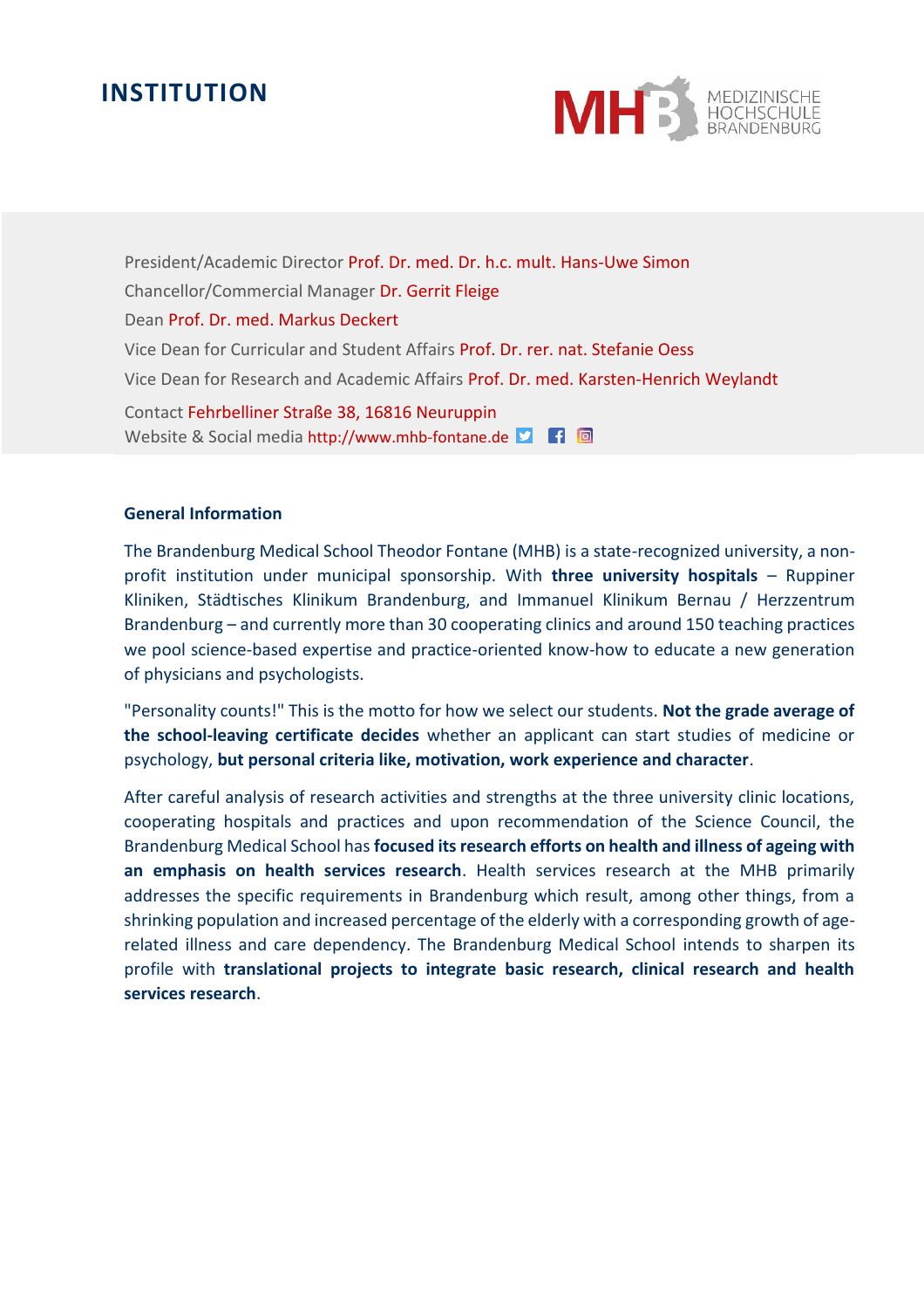# INSTITUTION

MEDIZINISCHE HOCHSCHULE BRANDENBURG

President/Academic Director Prof. Dr. med. Dr. h.c. mult. Hans-Uwe Simon

Chancellor/Commercial Manager Dr. Gerrit Fleige

Dean Prof. Dr. med. Markus Deckert

Vice Dean for Curricular and Student Affairs Prof. Dr. rer. nat. Stefanie Oess

Vice Dean for Research and Academic Affairs Prof. Dr. med. Karsten-Henrich Weylandt

Contact Fehrbelliner Straße 38, 16816 Neuruppin
Website & Social media http://www.mhb-fontane.de

### General Information

The Brandenburg Medical School Theodor Fontane (MHB) is a state-recognized university, a non-profit institution under municipal sponsorship. With **three university hospitals** – Ruppiner Kliniken, Städtisches Klinikum Brandenburg, and Immanuel Klinikum Bernau / Herzzentrum Brandenburg – and currently more than 30 cooperating clinics and around 150 teaching practices we pool science-based expertise and practice-oriented know-how to educate a new generation of physicians and psychologists.

"Personality counts!" This is the motto for how we select our students. **Not the grade average of the school-leaving certificate decides** whether an applicant can start studies of medicine or psychology, **but personal criteria like, motivation, work experience and character**.

After careful analysis of research activities and strengths at the three university clinic locations, cooperating hospitals and practices and upon recommendation of the Science Council, the Brandenburg Medical School has **focused its research efforts on health and illness of ageing with an emphasis on health services research**. Health services research at the MHB primarily addresses the specific requirements in Brandenburg which result, among other things, from a shrinking population and increased percentage of the elderly with a corresponding growth of age-related illness and care dependency. The Brandenburg Medical School intends to sharpen its profile with **translational projects to integrate basic research, clinical research and health services research**.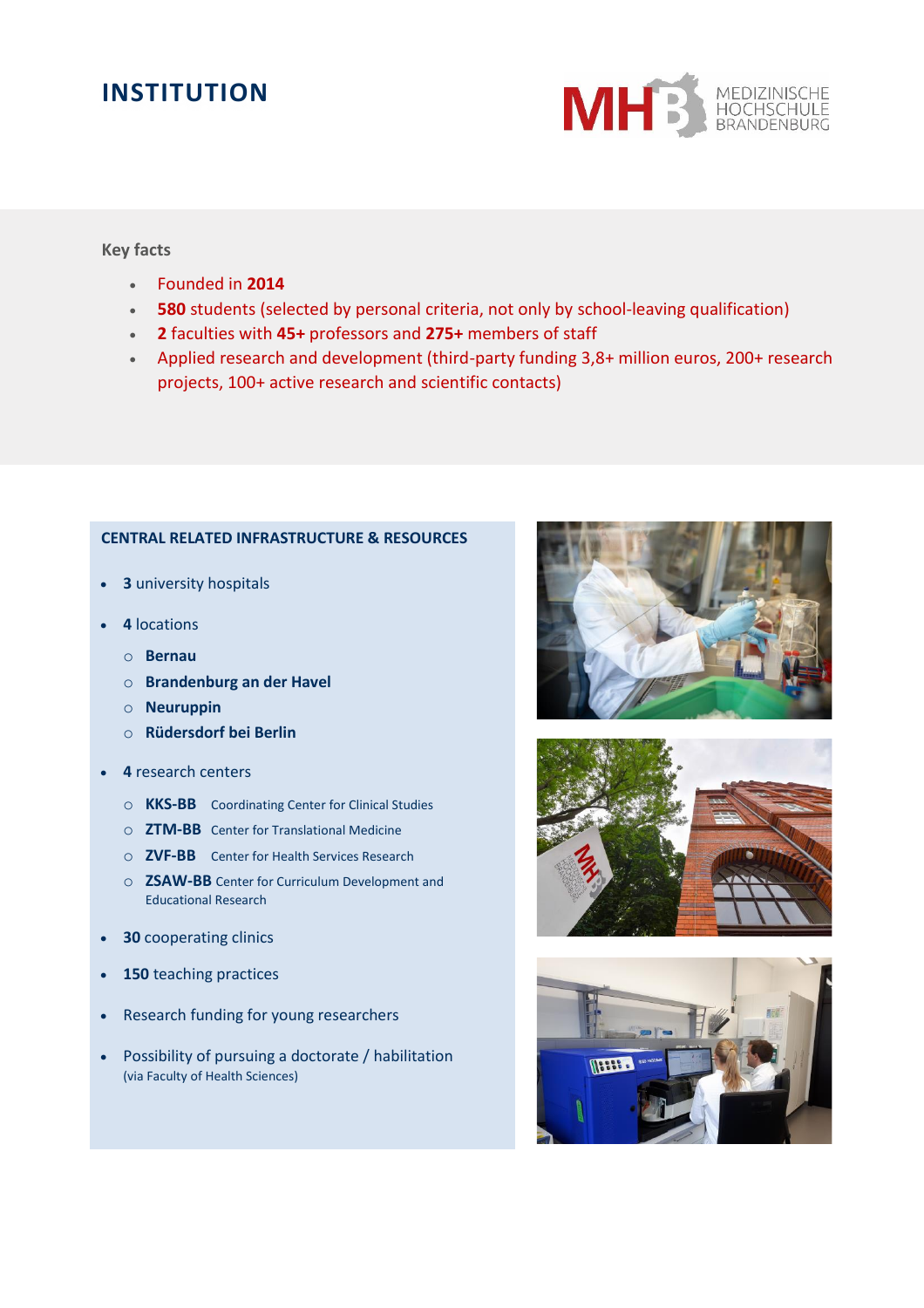# INSTITUTION

MEDIZINISCHE HOCHSCHULE BRANDENBURG

**Key facts**

- Founded in **2014**
- **580** students (selected by personal criteria, not only by school-leaving qualification)
- **2** faculties with **45+** professors and **275+** members of staff
- Applied research and development (third-party funding 3,8+ million euros, 200+ research projects, 100+ active research and scientific contacts)

## CENTRAL RELATED INFRASTRUCTURE & RESOURCES

- **3** university hospitals
- **4** locations
  - **Bernau**
  - **Brandenburg an der Havel**
  - **Neuruppin**
  - **Rüdersdorf bei Berlin**
- **4** research centers
  - **KKS-BB** Coordinating Center for Clinical Studies
  - **ZTM-BB** Center for Translational Medicine
  - **ZVF-BB** Center for Health Services Research
  - **ZSAW-BB** Center for Curriculum Development and Educational Research
- **30** cooperating clinics
- **150** teaching practices
- Research funding for young researchers
- Possibility of pursuing a doctorate / habilitation (via Faculty of Health Sciences)